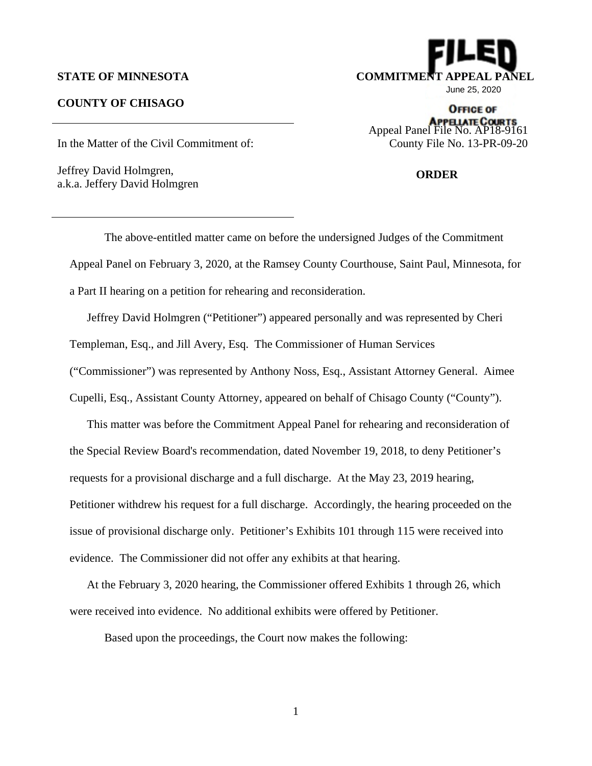**STATE OF MINNESOTA**

**COUNTY OF CHISAGO**

**COMMITMENT APPEAL PANEL**

FILED
June 25, 2020
OFFICE OF APPELLATE COURTS

In the Matter of the Civil Commitment of:

Jeffrey David Holmgren,
a.k.a. Jeffery David Holmgren

Appeal Panel File No. AP18-9161
County File No. 13-PR-09-20

**ORDER**

The above-entitled matter came on before the undersigned Judges of the Commitment Appeal Panel on February 3, 2020, at the Ramsey County Courthouse, Saint Paul, Minnesota, for a Part II hearing on a petition for rehearing and reconsideration.

Jeffrey David Holmgren ("Petitioner") appeared personally and was represented by Cheri Templeman, Esq., and Jill Avery, Esq. The Commissioner of Human Services ("Commissioner") was represented by Anthony Noss, Esq., Assistant Attorney General. Aimee Cupelli, Esq., Assistant County Attorney, appeared on behalf of Chisago County ("County").

This matter was before the Commitment Appeal Panel for rehearing and reconsideration of the Special Review Board's recommendation, dated November 19, 2018, to deny Petitioner's requests for a provisional discharge and a full discharge. At the May 23, 2019 hearing, Petitioner withdrew his request for a full discharge. Accordingly, the hearing proceeded on the issue of provisional discharge only. Petitioner's Exhibits 101 through 115 were received into evidence. The Commissioner did not offer any exhibits at that hearing.

At the February 3, 2020 hearing, the Commissioner offered Exhibits 1 through 26, which were received into evidence. No additional exhibits were offered by Petitioner.

Based upon the proceedings, the Court now makes the following: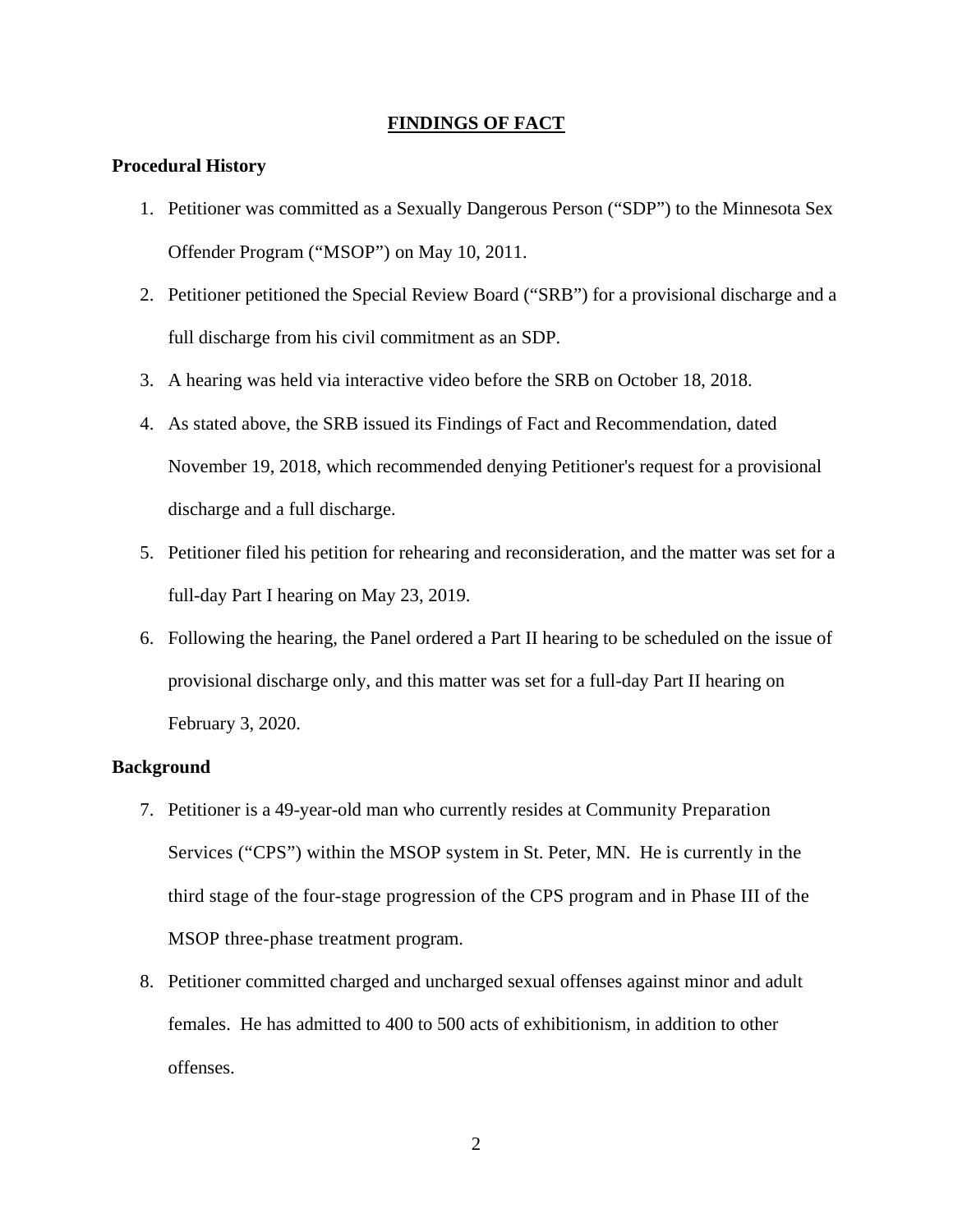## FINDINGS OF FACT

### Procedural History

1. Petitioner was committed as a Sexually Dangerous Person ("SDP") to the Minnesota Sex Offender Program ("MSOP") on May 10, 2011.
2. Petitioner petitioned the Special Review Board ("SRB") for a provisional discharge and a full discharge from his civil commitment as an SDP.
3. A hearing was held via interactive video before the SRB on October 18, 2018.
4. As stated above, the SRB issued its Findings of Fact and Recommendation, dated November 19, 2018, which recommended denying Petitioner's request for a provisional discharge and a full discharge.
5. Petitioner filed his petition for rehearing and reconsideration, and the matter was set for a full-day Part I hearing on May 23, 2019.
6. Following the hearing, the Panel ordered a Part II hearing to be scheduled on the issue of provisional discharge only, and this matter was set for a full-day Part II hearing on February 3, 2020.

### Background

7. Petitioner is a 49-year-old man who currently resides at Community Preparation Services ("CPS") within the MSOP system in St. Peter, MN. He is currently in the third stage of the four-stage progression of the CPS program and in Phase III of the MSOP three-phase treatment program.
8. Petitioner committed charged and uncharged sexual offenses against minor and adult females. He has admitted to 400 to 500 acts of exhibitionism, in addition to other offenses.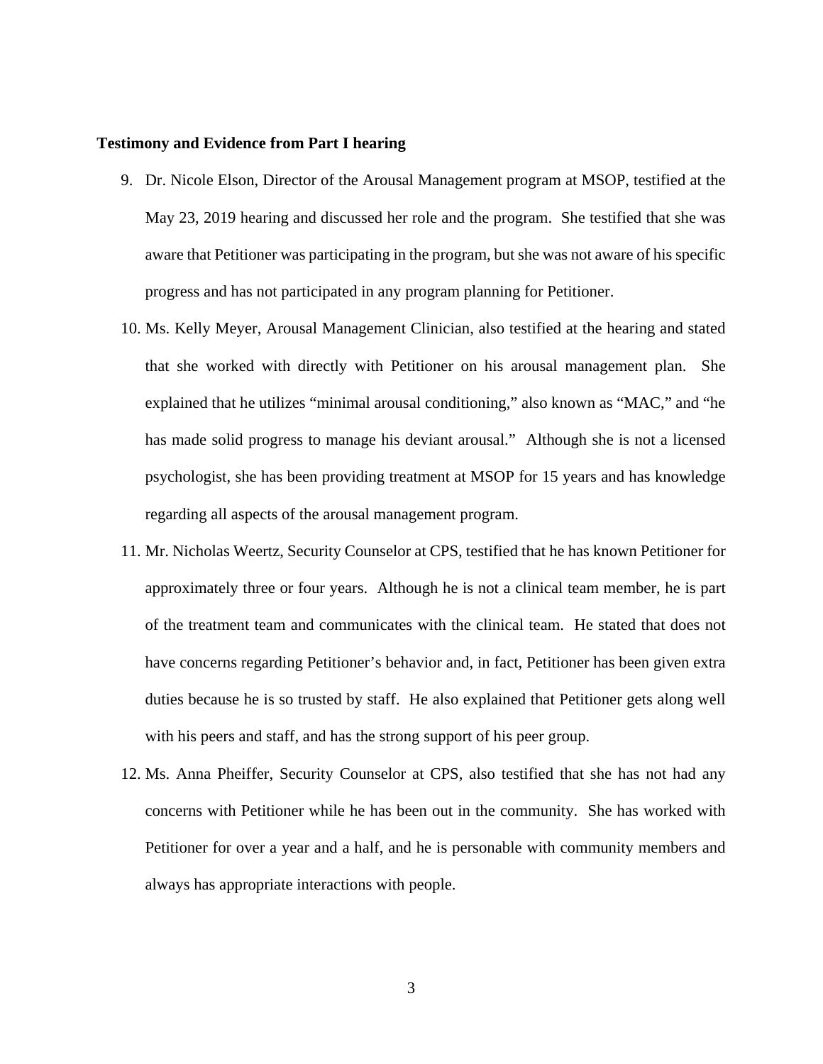**Testimony and Evidence from Part I hearing**

9. Dr. Nicole Elson, Director of the Arousal Management program at MSOP, testified at the May 23, 2019 hearing and discussed her role and the program. She testified that she was aware that Petitioner was participating in the program, but she was not aware of his specific progress and has not participated in any program planning for Petitioner.

10. Ms. Kelly Meyer, Arousal Management Clinician, also testified at the hearing and stated that she worked with directly with Petitioner on his arousal management plan. She explained that he utilizes "minimal arousal conditioning," also known as "MAC," and "he has made solid progress to manage his deviant arousal." Although she is not a licensed psychologist, she has been providing treatment at MSOP for 15 years and has knowledge regarding all aspects of the arousal management program.

11. Mr. Nicholas Weertz, Security Counselor at CPS, testified that he has known Petitioner for approximately three or four years. Although he is not a clinical team member, he is part of the treatment team and communicates with the clinical team. He stated that does not have concerns regarding Petitioner's behavior and, in fact, Petitioner has been given extra duties because he is so trusted by staff. He also explained that Petitioner gets along well with his peers and staff, and has the strong support of his peer group.

12. Ms. Anna Pheiffer, Security Counselor at CPS, also testified that she has not had any concerns with Petitioner while he has been out in the community. She has worked with Petitioner for over a year and a half, and he is personable with community members and always has appropriate interactions with people.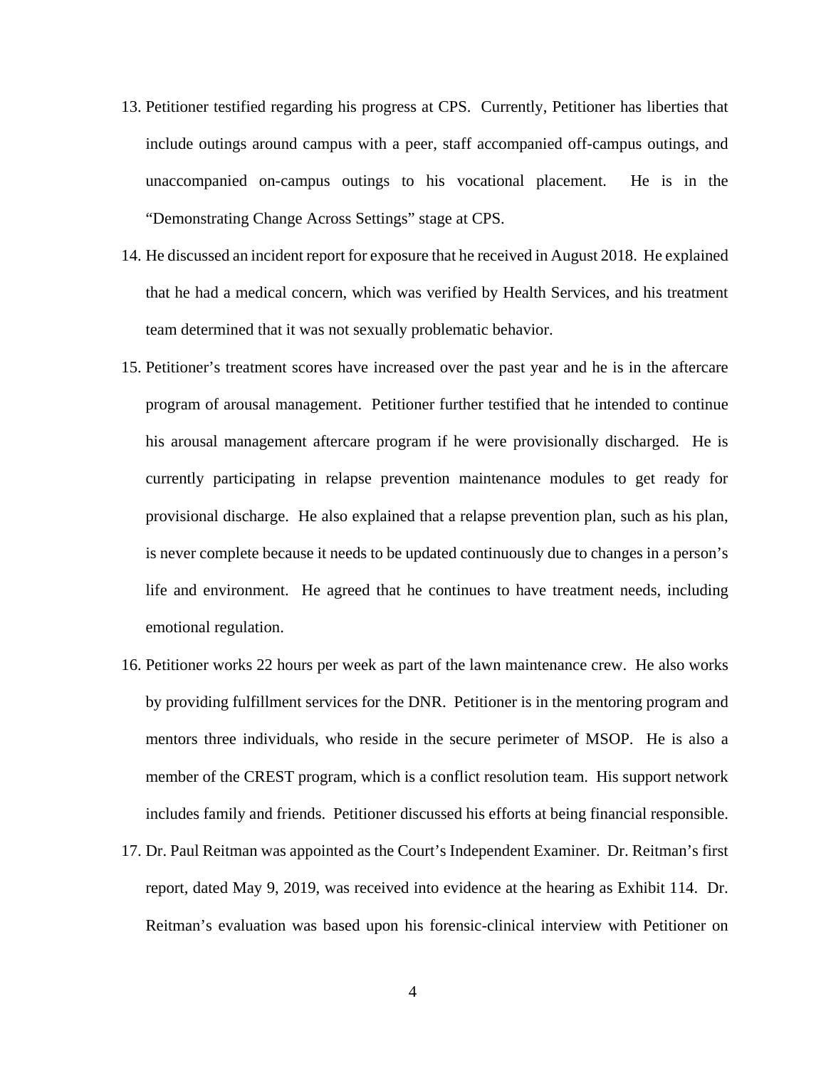13. Petitioner testified regarding his progress at CPS. Currently, Petitioner has liberties that include outings around campus with a peer, staff accompanied off-campus outings, and unaccompanied on-campus outings to his vocational placement. He is in the "Demonstrating Change Across Settings" stage at CPS.

14. He discussed an incident report for exposure that he received in August 2018. He explained that he had a medical concern, which was verified by Health Services, and his treatment team determined that it was not sexually problematic behavior.

15. Petitioner's treatment scores have increased over the past year and he is in the aftercare program of arousal management. Petitioner further testified that he intended to continue his arousal management aftercare program if he were provisionally discharged. He is currently participating in relapse prevention maintenance modules to get ready for provisional discharge. He also explained that a relapse prevention plan, such as his plan, is never complete because it needs to be updated continuously due to changes in a person's life and environment. He agreed that he continues to have treatment needs, including emotional regulation.

16. Petitioner works 22 hours per week as part of the lawn maintenance crew. He also works by providing fulfillment services for the DNR. Petitioner is in the mentoring program and mentors three individuals, who reside in the secure perimeter of MSOP. He is also a member of the CREST program, which is a conflict resolution team. His support network includes family and friends. Petitioner discussed his efforts at being financial responsible.

17. Dr. Paul Reitman was appointed as the Court's Independent Examiner. Dr. Reitman's first report, dated May 9, 2019, was received into evidence at the hearing as Exhibit 114. Dr. Reitman's evaluation was based upon his forensic-clinical interview with Petitioner on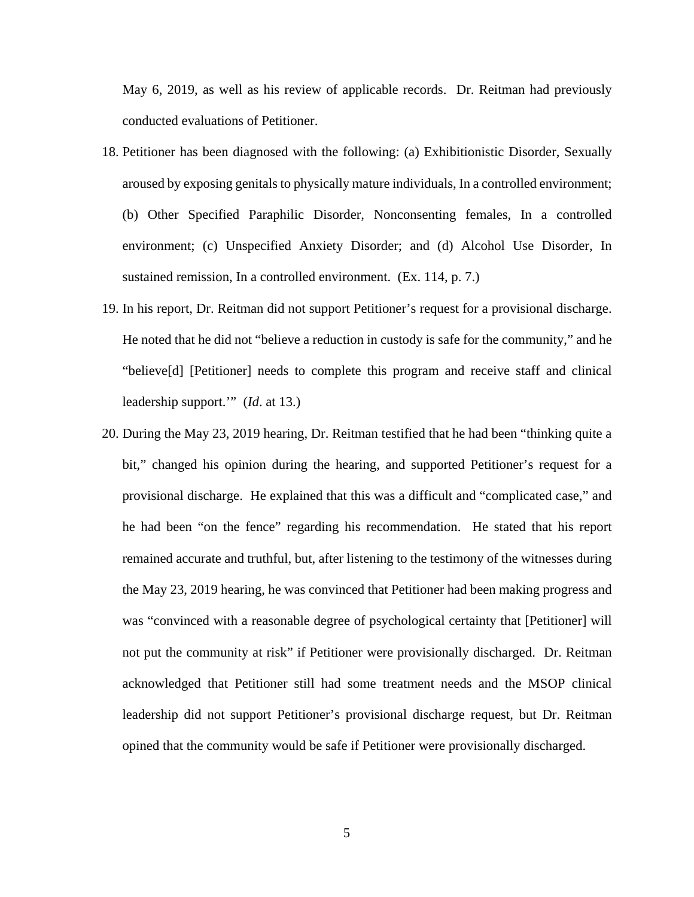May 6, 2019, as well as his review of applicable records. Dr. Reitman had previously conducted evaluations of Petitioner.

18. Petitioner has been diagnosed with the following: (a) Exhibitionistic Disorder, Sexually aroused by exposing genitals to physically mature individuals, In a controlled environment; (b) Other Specified Paraphilic Disorder, Nonconsenting females, In a controlled environment; (c) Unspecified Anxiety Disorder; and (d) Alcohol Use Disorder, In sustained remission, In a controlled environment. (Ex. 114, p. 7.)

19. In his report, Dr. Reitman did not support Petitioner's request for a provisional discharge. He noted that he did not "believe a reduction in custody is safe for the community," and he "believe[d] [Petitioner] needs to complete this program and receive staff and clinical leadership support.'" (*Id*. at 13.)

20. During the May 23, 2019 hearing, Dr. Reitman testified that he had been "thinking quite a bit," changed his opinion during the hearing, and supported Petitioner's request for a provisional discharge. He explained that this was a difficult and "complicated case," and he had been "on the fence" regarding his recommendation. He stated that his report remained accurate and truthful, but, after listening to the testimony of the witnesses during the May 23, 2019 hearing, he was convinced that Petitioner had been making progress and was "convinced with a reasonable degree of psychological certainty that [Petitioner] will not put the community at risk" if Petitioner were provisionally discharged. Dr. Reitman acknowledged that Petitioner still had some treatment needs and the MSOP clinical leadership did not support Petitioner's provisional discharge request, but Dr. Reitman opined that the community would be safe if Petitioner were provisionally discharged.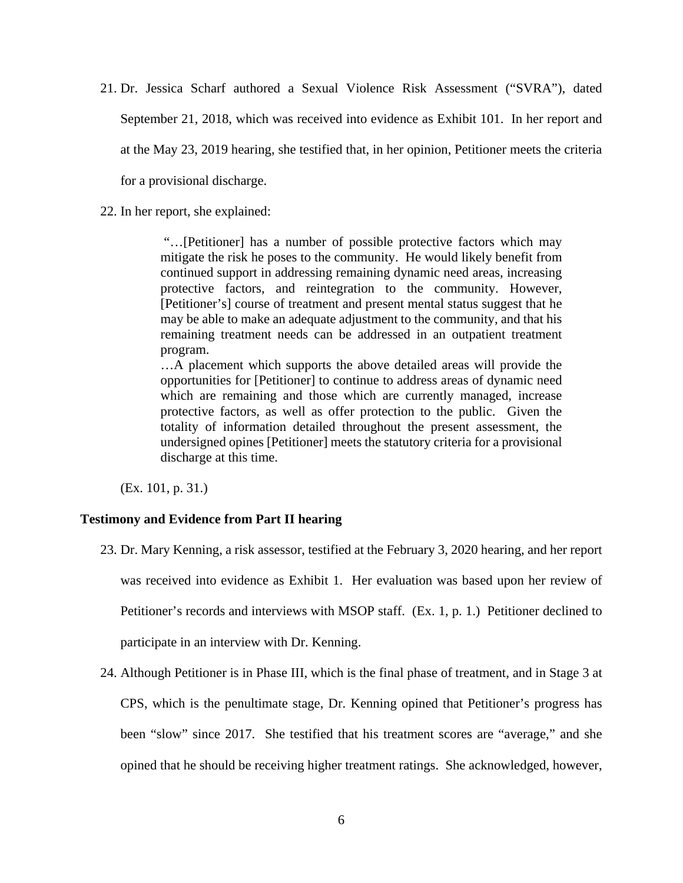21. Dr. Jessica Scharf authored a Sexual Violence Risk Assessment ("SVRA"), dated September 21, 2018, which was received into evidence as Exhibit 101. In her report and at the May 23, 2019 hearing, she testified that, in her opinion, Petitioner meets the criteria for a provisional discharge.

22. In her report, she explained:

> "…[Petitioner] has a number of possible protective factors which may mitigate the risk he poses to the community. He would likely benefit from continued support in addressing remaining dynamic need areas, increasing protective factors, and reintegration to the community. However, [Petitioner's] course of treatment and present mental status suggest that he may be able to make an adequate adjustment to the community, and that his remaining treatment needs can be addressed in an outpatient treatment program.
>
> …A placement which supports the above detailed areas will provide the opportunities for [Petitioner] to continue to address areas of dynamic need which are remaining and those which are currently managed, increase protective factors, as well as offer protection to the public. Given the totality of information detailed throughout the present assessment, the undersigned opines [Petitioner] meets the statutory criteria for a provisional discharge at this time.

(Ex. 101, p. 31.)

**Testimony and Evidence from Part II hearing**

23. Dr. Mary Kenning, a risk assessor, testified at the February 3, 2020 hearing, and her report was received into evidence as Exhibit 1. Her evaluation was based upon her review of Petitioner's records and interviews with MSOP staff. (Ex. 1, p. 1.) Petitioner declined to participate in an interview with Dr. Kenning.

24. Although Petitioner is in Phase III, which is the final phase of treatment, and in Stage 3 at CPS, which is the penultimate stage, Dr. Kenning opined that Petitioner's progress has been "slow" since 2017. She testified that his treatment scores are "average," and she opined that he should be receiving higher treatment ratings. She acknowledged, however,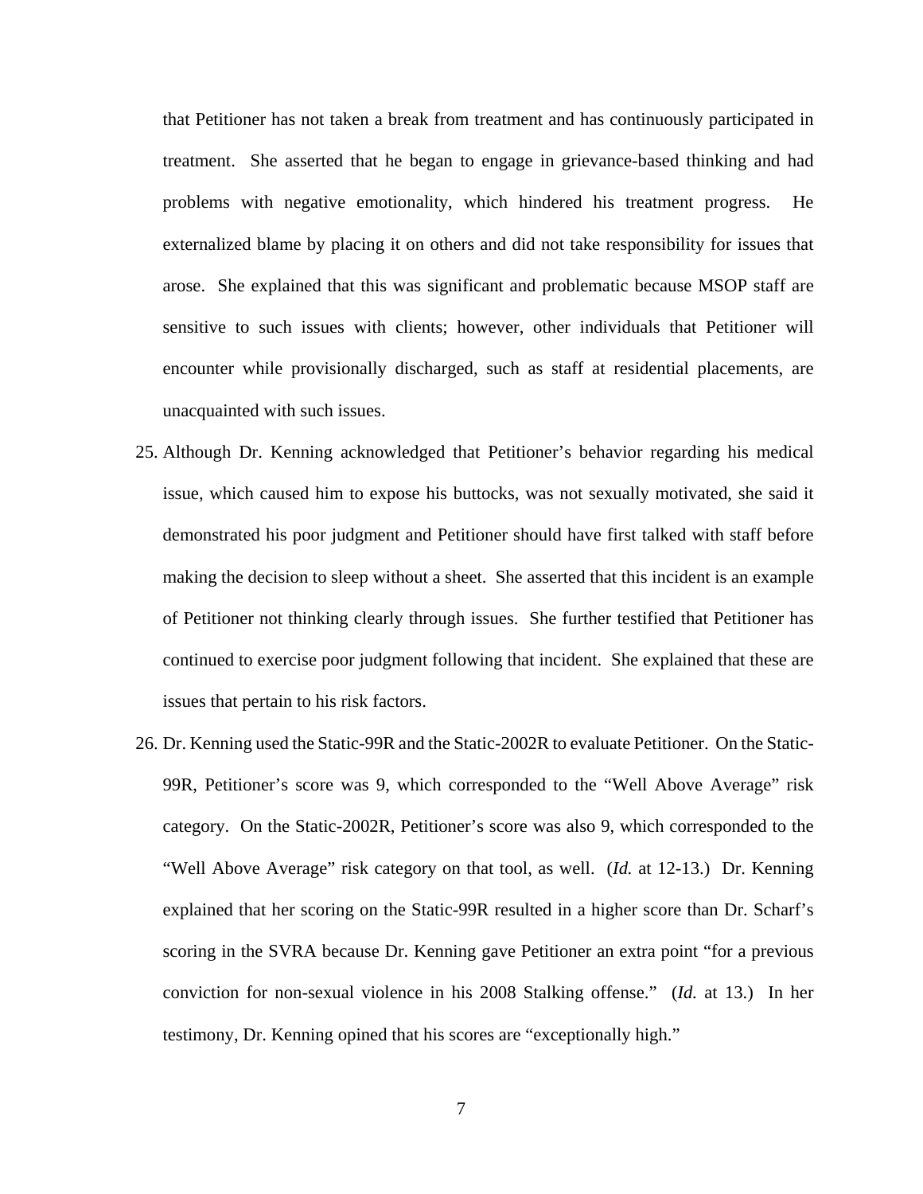that Petitioner has not taken a break from treatment and has continuously participated in treatment. She asserted that he began to engage in grievance-based thinking and had problems with negative emotionality, which hindered his treatment progress. He externalized blame by placing it on others and did not take responsibility for issues that arose. She explained that this was significant and problematic because MSOP staff are sensitive to such issues with clients; however, other individuals that Petitioner will encounter while provisionally discharged, such as staff at residential placements, are unacquainted with such issues.

25. Although Dr. Kenning acknowledged that Petitioner's behavior regarding his medical issue, which caused him to expose his buttocks, was not sexually motivated, she said it demonstrated his poor judgment and Petitioner should have first talked with staff before making the decision to sleep without a sheet. She asserted that this incident is an example of Petitioner not thinking clearly through issues. She further testified that Petitioner has continued to exercise poor judgment following that incident. She explained that these are issues that pertain to his risk factors.

26. Dr. Kenning used the Static-99R and the Static-2002R to evaluate Petitioner. On the Static-99R, Petitioner's score was 9, which corresponded to the "Well Above Average" risk category. On the Static-2002R, Petitioner's score was also 9, which corresponded to the "Well Above Average" risk category on that tool, as well. (*Id.* at 12-13.) Dr. Kenning explained that her scoring on the Static-99R resulted in a higher score than Dr. Scharf's scoring in the SVRA because Dr. Kenning gave Petitioner an extra point "for a previous conviction for non-sexual violence in his 2008 Stalking offense." (*Id.* at 13.) In her testimony, Dr. Kenning opined that his scores are "exceptionally high."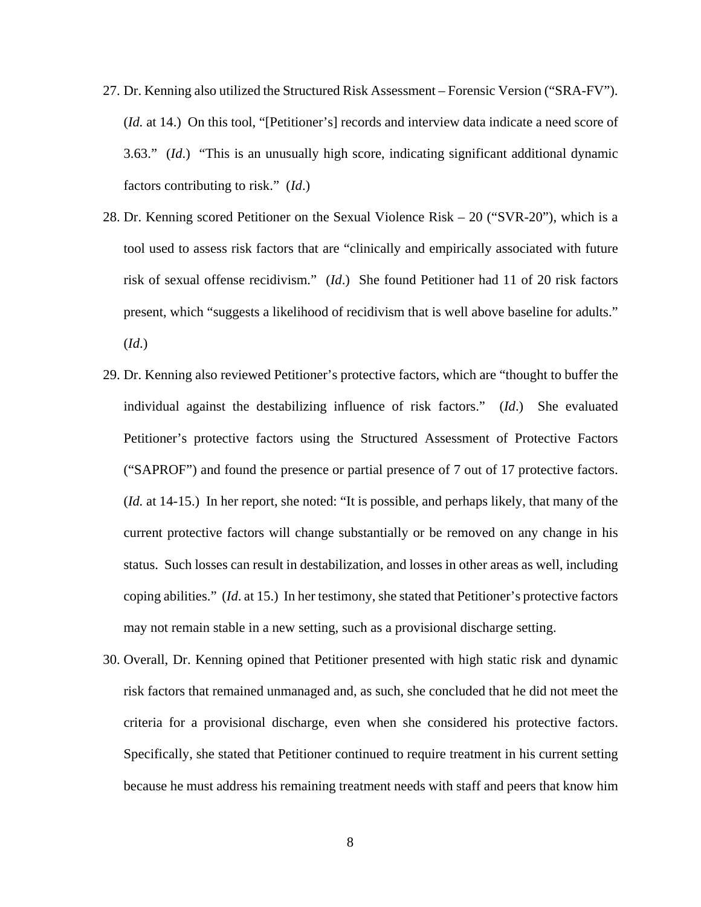27. Dr. Kenning also utilized the Structured Risk Assessment – Forensic Version ("SRA-FV"). (*Id.* at 14.) On this tool, "[Petitioner's] records and interview data indicate a need score of 3.63." (*Id*.) "This is an unusually high score, indicating significant additional dynamic factors contributing to risk." (*Id*.)

28. Dr. Kenning scored Petitioner on the Sexual Violence Risk – 20 ("SVR-20"), which is a tool used to assess risk factors that are "clinically and empirically associated with future risk of sexual offense recidivism." (*Id*.) She found Petitioner had 11 of 20 risk factors present, which "suggests a likelihood of recidivism that is well above baseline for adults." (*Id*.)

29. Dr. Kenning also reviewed Petitioner's protective factors, which are "thought to buffer the individual against the destabilizing influence of risk factors." (*Id*.) She evaluated Petitioner's protective factors using the Structured Assessment of Protective Factors ("SAPROF") and found the presence or partial presence of 7 out of 17 protective factors. (*Id.* at 14-15.) In her report, she noted: "It is possible, and perhaps likely, that many of the current protective factors will change substantially or be removed on any change in his status. Such losses can result in destabilization, and losses in other areas as well, including coping abilities." (*Id.* at 15.) In her testimony, she stated that Petitioner's protective factors may not remain stable in a new setting, such as a provisional discharge setting.

30. Overall, Dr. Kenning opined that Petitioner presented with high static risk and dynamic risk factors that remained unmanaged and, as such, she concluded that he did not meet the criteria for a provisional discharge, even when she considered his protective factors. Specifically, she stated that Petitioner continued to require treatment in his current setting because he must address his remaining treatment needs with staff and peers that know him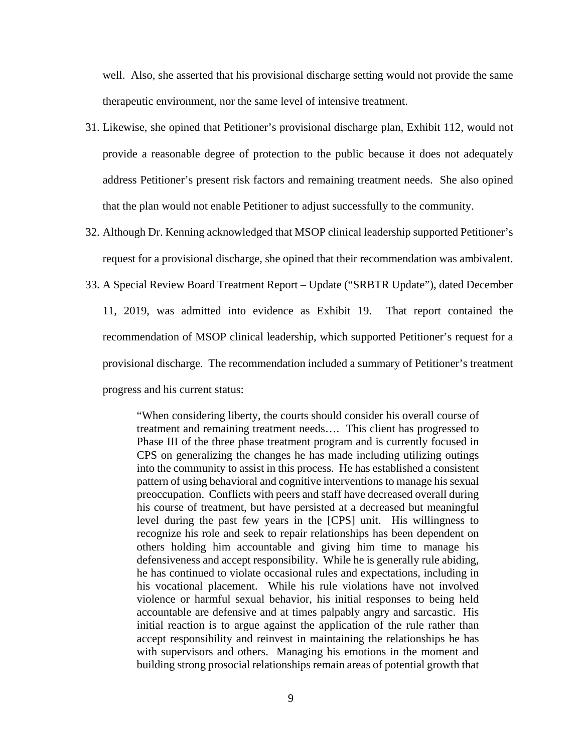well. Also, she asserted that his provisional discharge setting would not provide the same therapeutic environment, nor the same level of intensive treatment.

31. Likewise, she opined that Petitioner's provisional discharge plan, Exhibit 112, would not provide a reasonable degree of protection to the public because it does not adequately address Petitioner's present risk factors and remaining treatment needs. She also opined that the plan would not enable Petitioner to adjust successfully to the community.

32. Although Dr. Kenning acknowledged that MSOP clinical leadership supported Petitioner's request for a provisional discharge, she opined that their recommendation was ambivalent.

33. A Special Review Board Treatment Report – Update ("SRBTR Update"), dated December 11, 2019, was admitted into evidence as Exhibit 19. That report contained the recommendation of MSOP clinical leadership, which supported Petitioner's request for a provisional discharge. The recommendation included a summary of Petitioner's treatment progress and his current status:

> "When considering liberty, the courts should consider his overall course of treatment and remaining treatment needs…. This client has progressed to Phase III of the three phase treatment program and is currently focused in CPS on generalizing the changes he has made including utilizing outings into the community to assist in this process. He has established a consistent pattern of using behavioral and cognitive interventions to manage his sexual preoccupation. Conflicts with peers and staff have decreased overall during his course of treatment, but have persisted at a decreased but meaningful level during the past few years in the [CPS] unit. His willingness to recognize his role and seek to repair relationships has been dependent on others holding him accountable and giving him time to manage his defensiveness and accept responsibility. While he is generally rule abiding, he has continued to violate occasional rules and expectations, including in his vocational placement. While his rule violations have not involved violence or harmful sexual behavior, his initial responses to being held accountable are defensive and at times palpably angry and sarcastic. His initial reaction is to argue against the application of the rule rather than accept responsibility and reinvest in maintaining the relationships he has with supervisors and others. Managing his emotions in the moment and building strong prosocial relationships remain areas of potential growth that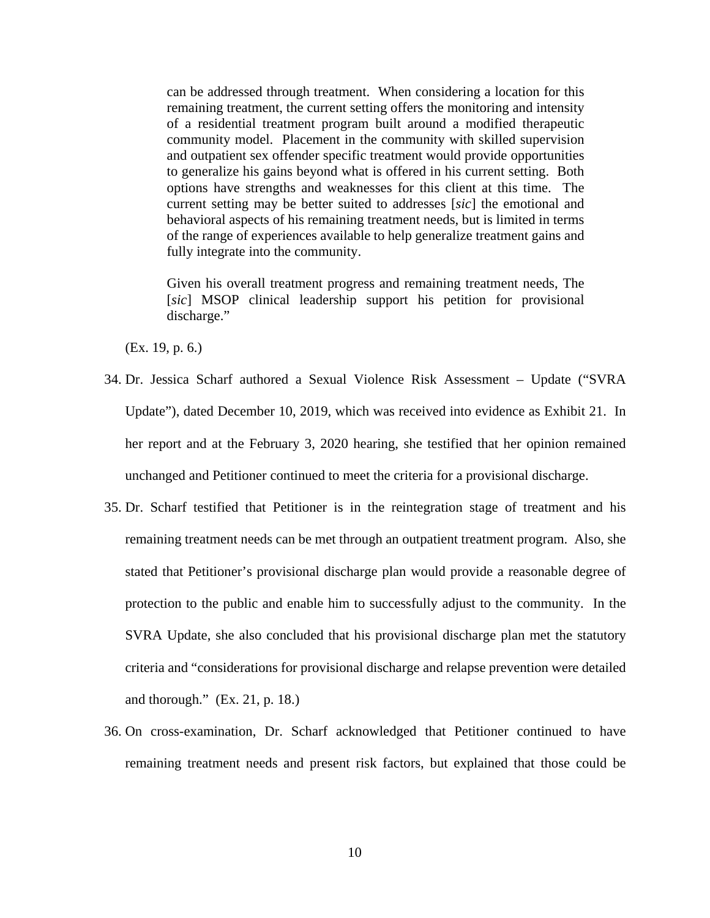> can be addressed through treatment. When considering a location for this remaining treatment, the current setting offers the monitoring and intensity of a residential treatment program built around a modified therapeutic community model. Placement in the community with skilled supervision and outpatient sex offender specific treatment would provide opportunities to generalize his gains beyond what is offered in his current setting. Both options have strengths and weaknesses for this client at this time. The current setting may be better suited to addresses [*sic*] the emotional and behavioral aspects of his remaining treatment needs, but is limited in terms of the range of experiences available to help generalize treatment gains and fully integrate into the community.
>
> Given his overall treatment progress and remaining treatment needs, The [*sic*] MSOP clinical leadership support his petition for provisional discharge."

(Ex. 19, p. 6.)

34. Dr. Jessica Scharf authored a Sexual Violence Risk Assessment – Update ("SVRA Update"), dated December 10, 2019, which was received into evidence as Exhibit 21. In her report and at the February 3, 2020 hearing, she testified that her opinion remained unchanged and Petitioner continued to meet the criteria for a provisional discharge.

35. Dr. Scharf testified that Petitioner is in the reintegration stage of treatment and his remaining treatment needs can be met through an outpatient treatment program. Also, she stated that Petitioner's provisional discharge plan would provide a reasonable degree of protection to the public and enable him to successfully adjust to the community. In the SVRA Update, she also concluded that his provisional discharge plan met the statutory criteria and "considerations for provisional discharge and relapse prevention were detailed and thorough." (Ex. 21, p. 18.)

36. On cross-examination, Dr. Scharf acknowledged that Petitioner continued to have remaining treatment needs and present risk factors, but explained that those could be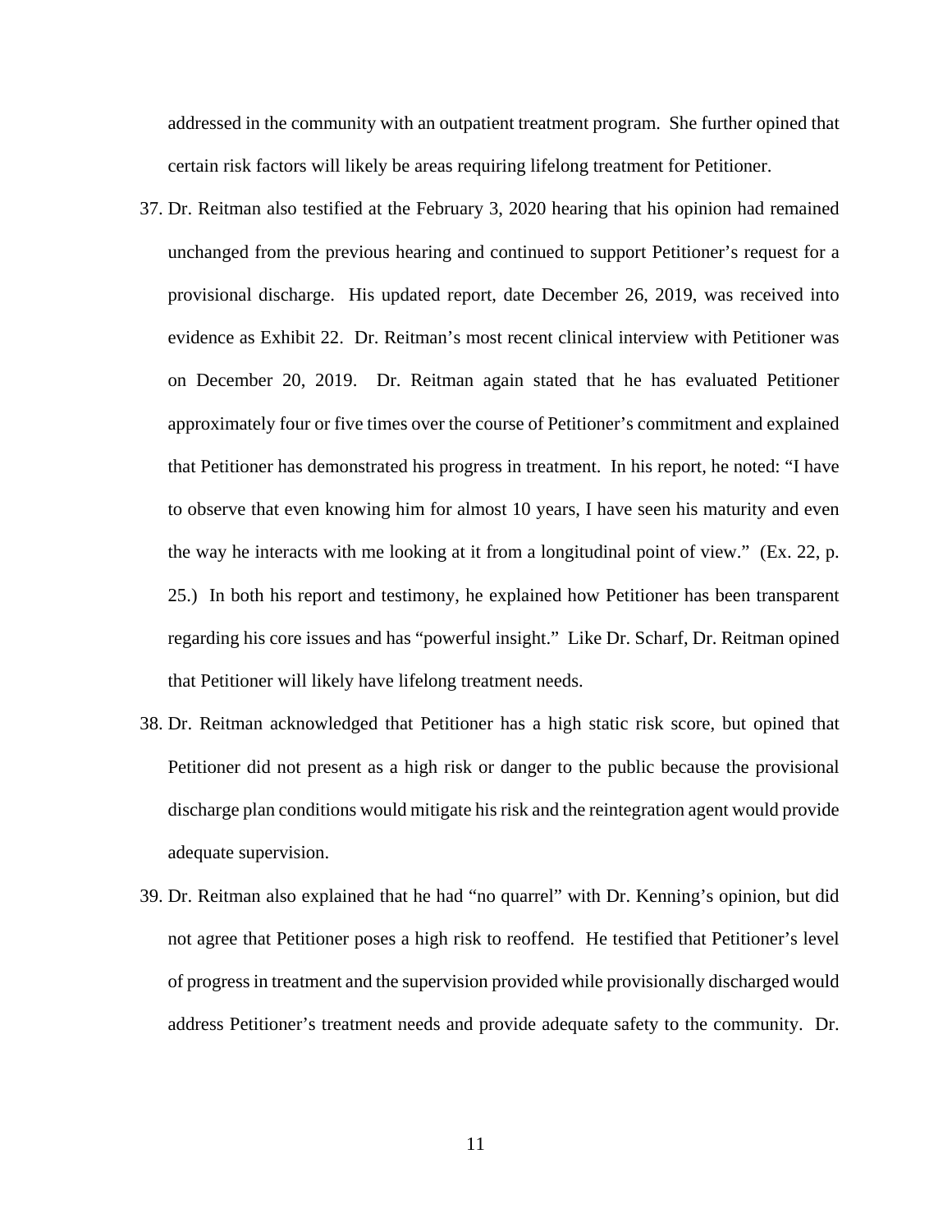addressed in the community with an outpatient treatment program. She further opined that certain risk factors will likely be areas requiring lifelong treatment for Petitioner.

37. Dr. Reitman also testified at the February 3, 2020 hearing that his opinion had remained unchanged from the previous hearing and continued to support Petitioner's request for a provisional discharge. His updated report, date December 26, 2019, was received into evidence as Exhibit 22. Dr. Reitman's most recent clinical interview with Petitioner was on December 20, 2019. Dr. Reitman again stated that he has evaluated Petitioner approximately four or five times over the course of Petitioner's commitment and explained that Petitioner has demonstrated his progress in treatment. In his report, he noted: "I have to observe that even knowing him for almost 10 years, I have seen his maturity and even the way he interacts with me looking at it from a longitudinal point of view." (Ex. 22, p. 25.) In both his report and testimony, he explained how Petitioner has been transparent regarding his core issues and has "powerful insight." Like Dr. Scharf, Dr. Reitman opined that Petitioner will likely have lifelong treatment needs.

38. Dr. Reitman acknowledged that Petitioner has a high static risk score, but opined that Petitioner did not present as a high risk or danger to the public because the provisional discharge plan conditions would mitigate his risk and the reintegration agent would provide adequate supervision.

39. Dr. Reitman also explained that he had "no quarrel" with Dr. Kenning's opinion, but did not agree that Petitioner poses a high risk to reoffend. He testified that Petitioner's level of progress in treatment and the supervision provided while provisionally discharged would address Petitioner's treatment needs and provide adequate safety to the community. Dr.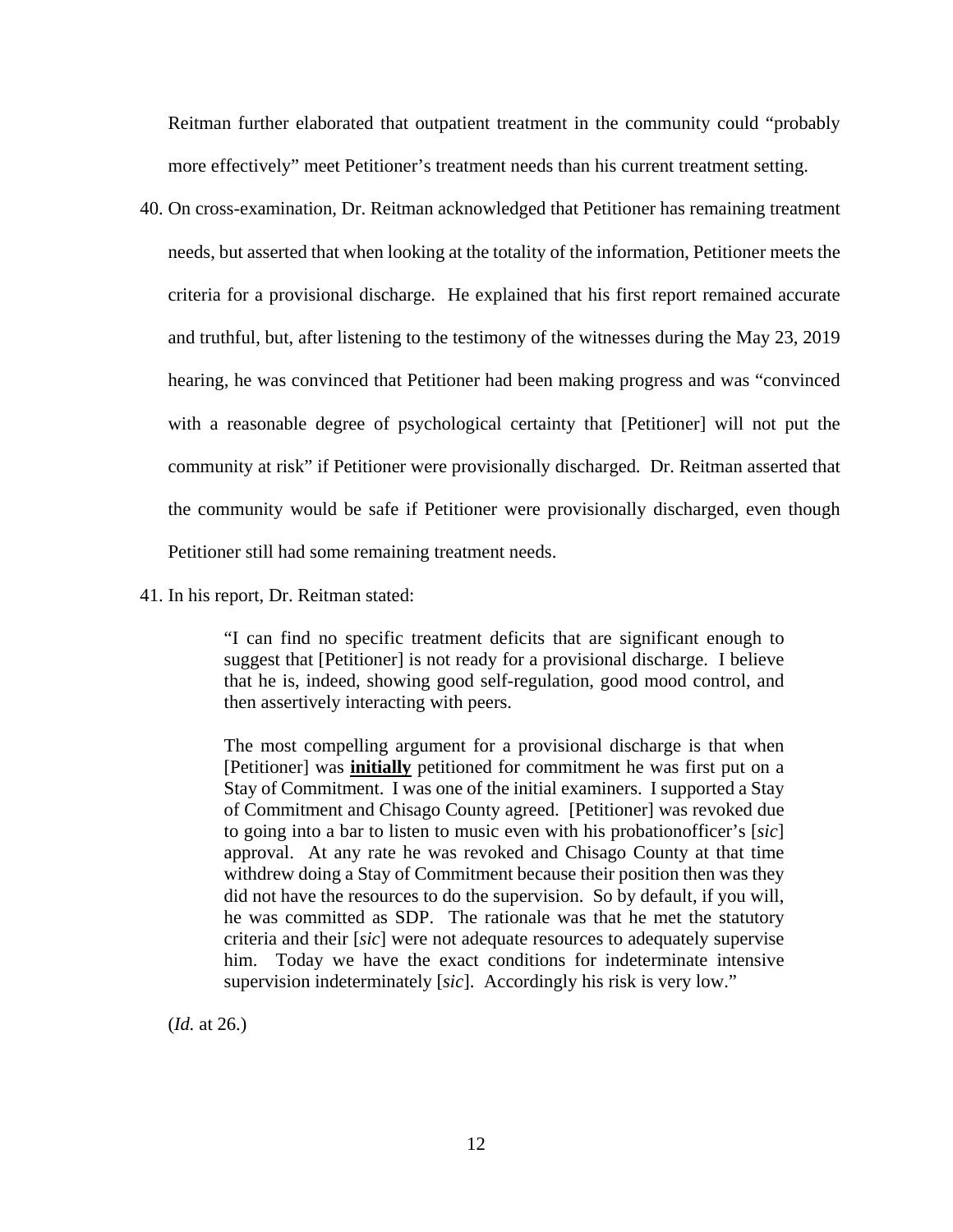Reitman further elaborated that outpatient treatment in the community could "probably more effectively" meet Petitioner's treatment needs than his current treatment setting.

40. On cross-examination, Dr. Reitman acknowledged that Petitioner has remaining treatment needs, but asserted that when looking at the totality of the information, Petitioner meets the criteria for a provisional discharge. He explained that his first report remained accurate and truthful, but, after listening to the testimony of the witnesses during the May 23, 2019 hearing, he was convinced that Petitioner had been making progress and was "convinced with a reasonable degree of psychological certainty that [Petitioner] will not put the community at risk" if Petitioner were provisionally discharged. Dr. Reitman asserted that the community would be safe if Petitioner were provisionally discharged, even though Petitioner still had some remaining treatment needs.

41. In his report, Dr. Reitman stated:

> "I can find no specific treatment deficits that are significant enough to suggest that [Petitioner] is not ready for a provisional discharge. I believe that he is, indeed, showing good self-regulation, good mood control, and then assertively interacting with peers.
>
> The most compelling argument for a provisional discharge is that when [Petitioner] was **<u>initially</u>** petitioned for commitment he was first put on a Stay of Commitment. I was one of the initial examiners. I supported a Stay of Commitment and Chisago County agreed. [Petitioner] was revoked due to going into a bar to listen to music even with his probationofficer's [*sic*] approval. At any rate he was revoked and Chisago County at that time withdrew doing a Stay of Commitment because their position then was they did not have the resources to do the supervision. So by default, if you will, he was committed as SDP. The rationale was that he met the statutory criteria and their [*sic*] were not adequate resources to adequately supervise him. Today we have the exact conditions for indeterminate intensive supervision indeterminately [*sic*]. Accordingly his risk is very low."

(*Id.* at 26.)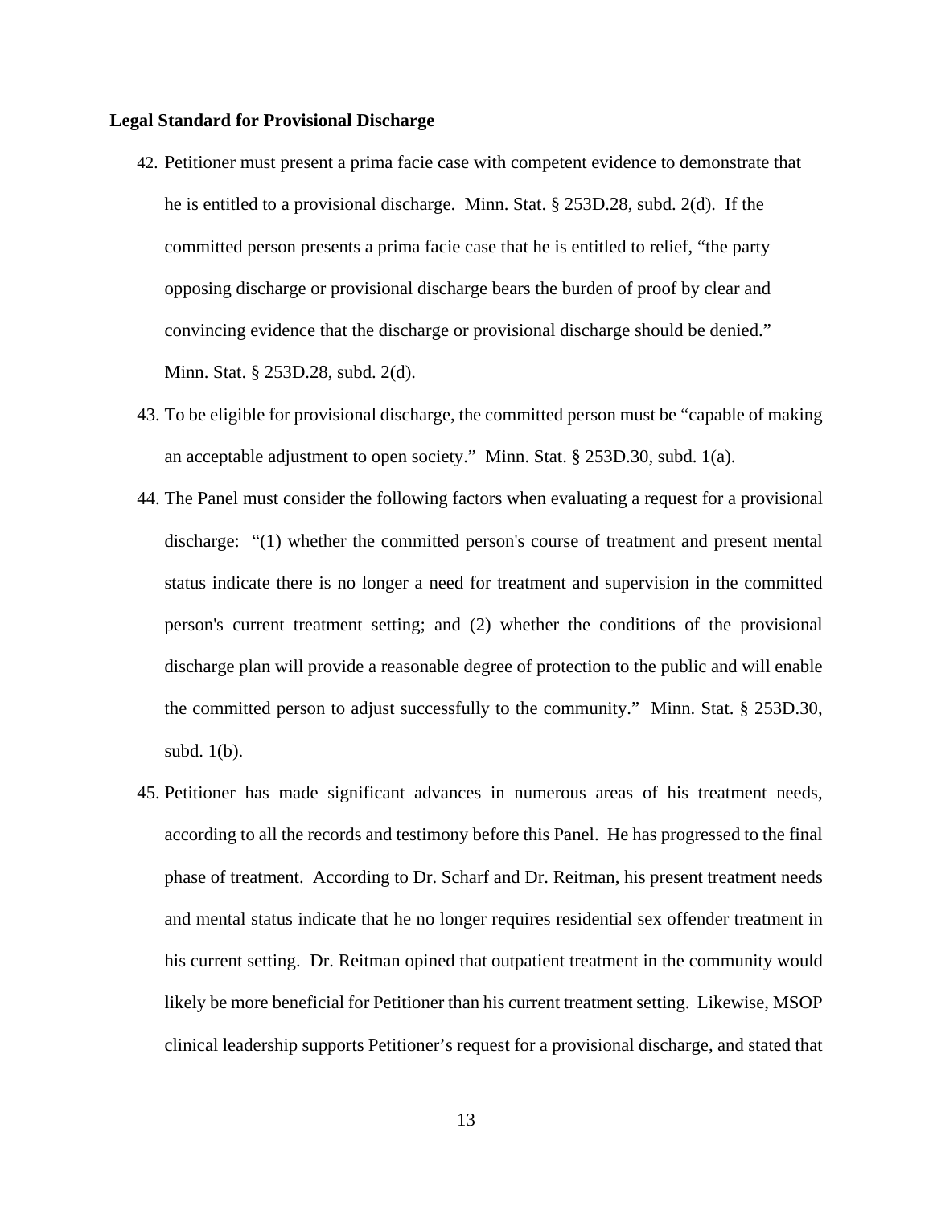**Legal Standard for Provisional Discharge**

42. Petitioner must present a prima facie case with competent evidence to demonstrate that he is entitled to a provisional discharge. Minn. Stat. § 253D.28, subd. 2(d). If the committed person presents a prima facie case that he is entitled to relief, "the party opposing discharge or provisional discharge bears the burden of proof by clear and convincing evidence that the discharge or provisional discharge should be denied." Minn. Stat. § 253D.28, subd. 2(d).

43. To be eligible for provisional discharge, the committed person must be "capable of making an acceptable adjustment to open society." Minn. Stat. § 253D.30, subd. 1(a).

44. The Panel must consider the following factors when evaluating a request for a provisional discharge: "(1) whether the committed person's course of treatment and present mental status indicate there is no longer a need for treatment and supervision in the committed person's current treatment setting; and (2) whether the conditions of the provisional discharge plan will provide a reasonable degree of protection to the public and will enable the committed person to adjust successfully to the community." Minn. Stat. § 253D.30, subd. 1(b).

45. Petitioner has made significant advances in numerous areas of his treatment needs, according to all the records and testimony before this Panel. He has progressed to the final phase of treatment. According to Dr. Scharf and Dr. Reitman, his present treatment needs and mental status indicate that he no longer requires residential sex offender treatment in his current setting. Dr. Reitman opined that outpatient treatment in the community would likely be more beneficial for Petitioner than his current treatment setting. Likewise, MSOP clinical leadership supports Petitioner's request for a provisional discharge, and stated that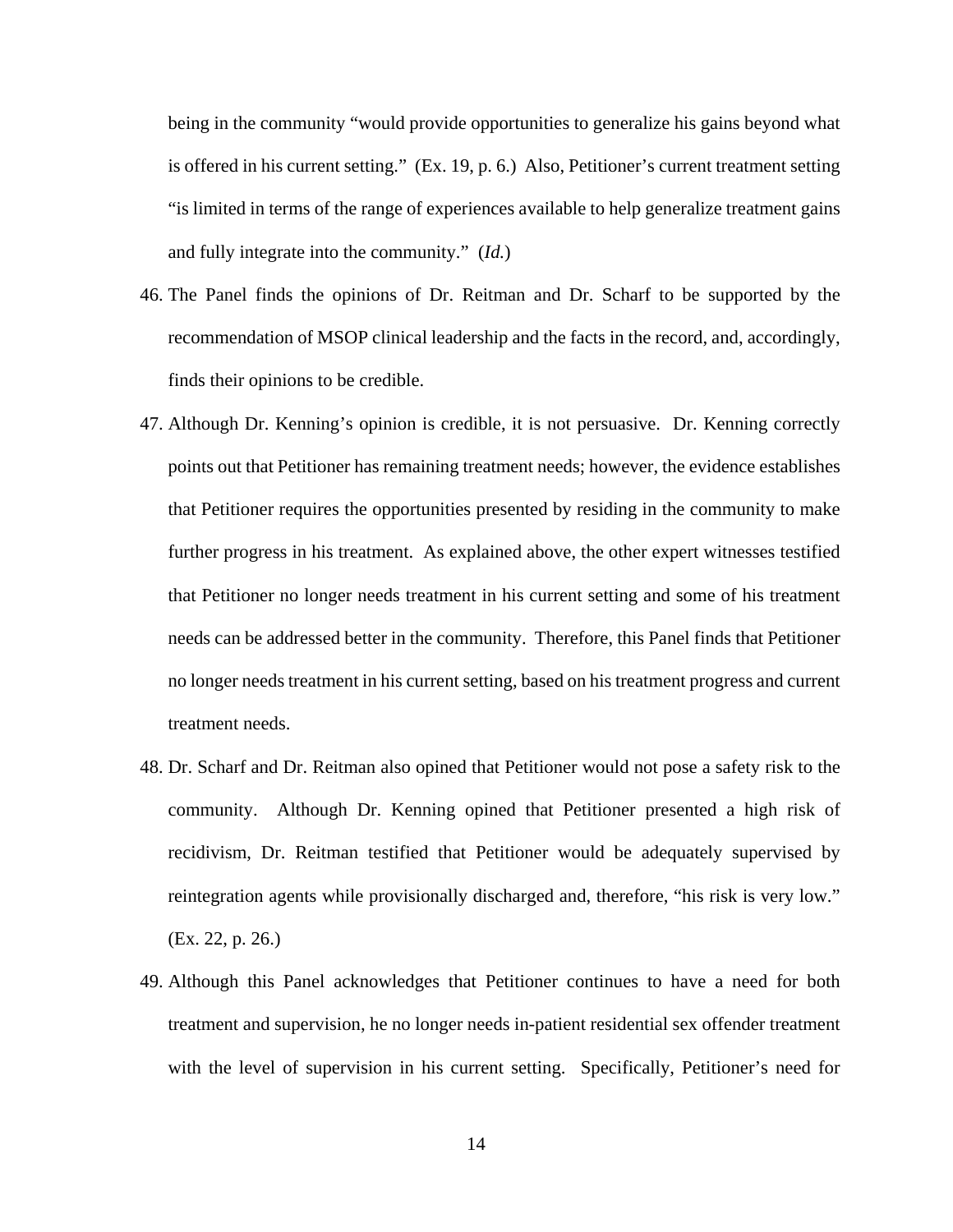being in the community "would provide opportunities to generalize his gains beyond what is offered in his current setting." (Ex. 19, p. 6.) Also, Petitioner's current treatment setting "is limited in terms of the range of experiences available to help generalize treatment gains and fully integrate into the community." (*Id.*)

46. The Panel finds the opinions of Dr. Reitman and Dr. Scharf to be supported by the recommendation of MSOP clinical leadership and the facts in the record, and, accordingly, finds their opinions to be credible.

47. Although Dr. Kenning's opinion is credible, it is not persuasive. Dr. Kenning correctly points out that Petitioner has remaining treatment needs; however, the evidence establishes that Petitioner requires the opportunities presented by residing in the community to make further progress in his treatment. As explained above, the other expert witnesses testified that Petitioner no longer needs treatment in his current setting and some of his treatment needs can be addressed better in the community. Therefore, this Panel finds that Petitioner no longer needs treatment in his current setting, based on his treatment progress and current treatment needs.

48. Dr. Scharf and Dr. Reitman also opined that Petitioner would not pose a safety risk to the community. Although Dr. Kenning opined that Petitioner presented a high risk of recidivism, Dr. Reitman testified that Petitioner would be adequately supervised by reintegration agents while provisionally discharged and, therefore, "his risk is very low." (Ex. 22, p. 26.)

49. Although this Panel acknowledges that Petitioner continues to have a need for both treatment and supervision, he no longer needs in-patient residential sex offender treatment with the level of supervision in his current setting. Specifically, Petitioner's need for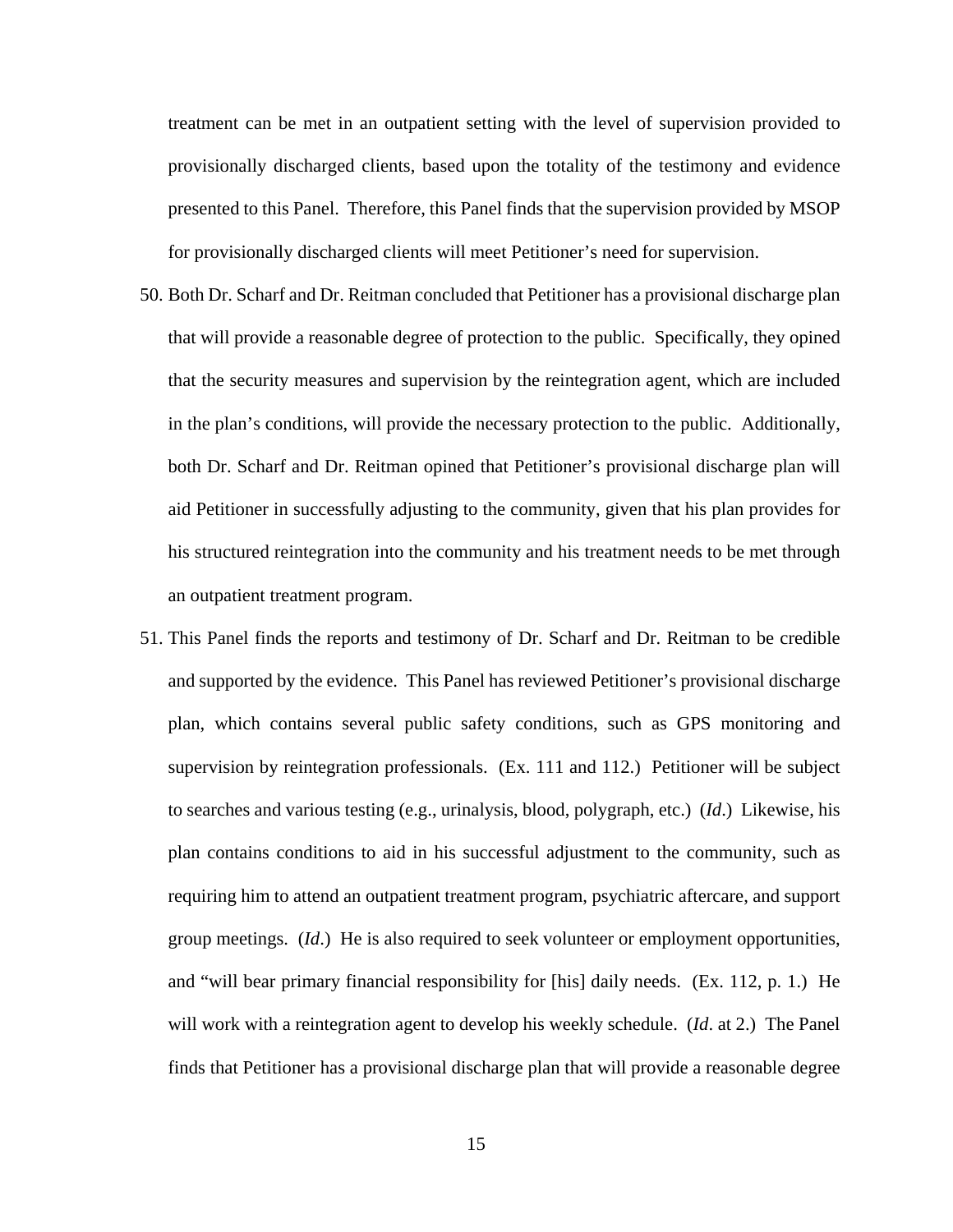treatment can be met in an outpatient setting with the level of supervision provided to provisionally discharged clients, based upon the totality of the testimony and evidence presented to this Panel. Therefore, this Panel finds that the supervision provided by MSOP for provisionally discharged clients will meet Petitioner's need for supervision.

50. Both Dr. Scharf and Dr. Reitman concluded that Petitioner has a provisional discharge plan that will provide a reasonable degree of protection to the public. Specifically, they opined that the security measures and supervision by the reintegration agent, which are included in the plan's conditions, will provide the necessary protection to the public. Additionally, both Dr. Scharf and Dr. Reitman opined that Petitioner's provisional discharge plan will aid Petitioner in successfully adjusting to the community, given that his plan provides for his structured reintegration into the community and his treatment needs to be met through an outpatient treatment program.

51. This Panel finds the reports and testimony of Dr. Scharf and Dr. Reitman to be credible and supported by the evidence. This Panel has reviewed Petitioner's provisional discharge plan, which contains several public safety conditions, such as GPS monitoring and supervision by reintegration professionals. (Ex. 111 and 112.) Petitioner will be subject to searches and various testing (e.g., urinalysis, blood, polygraph, etc.) (*Id*.) Likewise, his plan contains conditions to aid in his successful adjustment to the community, such as requiring him to attend an outpatient treatment program, psychiatric aftercare, and support group meetings. (*Id*.) He is also required to seek volunteer or employment opportunities, and "will bear primary financial responsibility for [his] daily needs. (Ex. 112, p. 1.) He will work with a reintegration agent to develop his weekly schedule. (*Id*. at 2.) The Panel finds that Petitioner has a provisional discharge plan that will provide a reasonable degree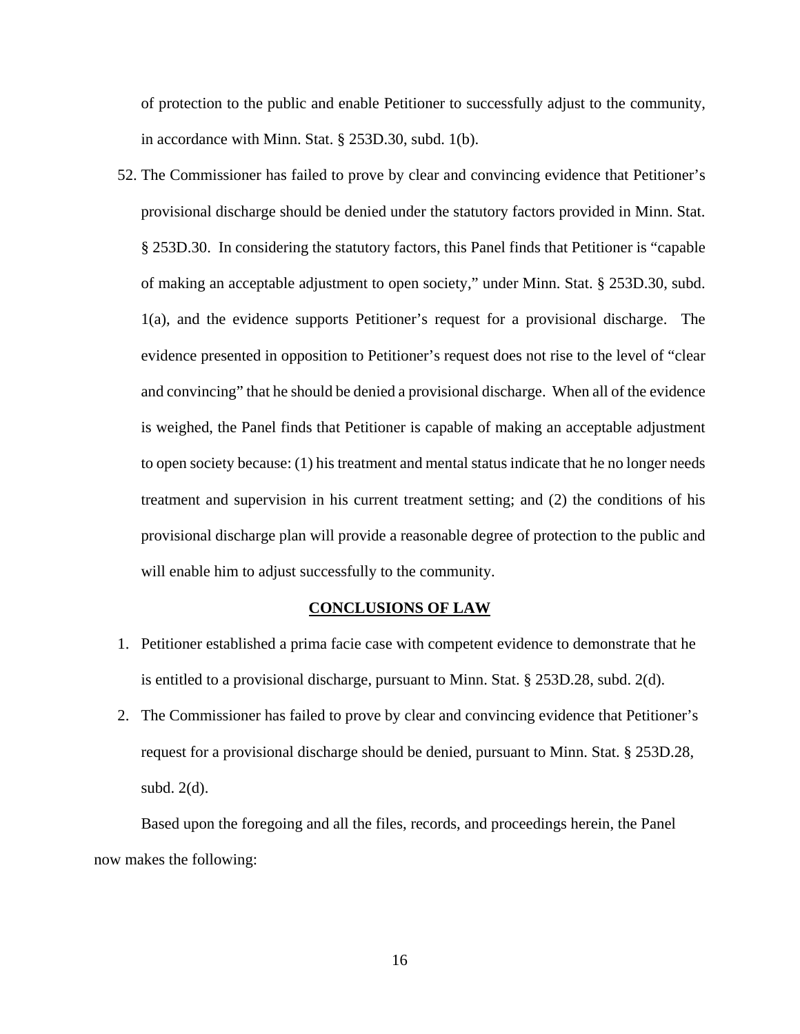of protection to the public and enable Petitioner to successfully adjust to the community, in accordance with Minn. Stat. § 253D.30, subd. 1(b).

52. The Commissioner has failed to prove by clear and convincing evidence that Petitioner's provisional discharge should be denied under the statutory factors provided in Minn. Stat. § 253D.30. In considering the statutory factors, this Panel finds that Petitioner is "capable of making an acceptable adjustment to open society," under Minn. Stat. § 253D.30, subd. 1(a), and the evidence supports Petitioner's request for a provisional discharge. The evidence presented in opposition to Petitioner's request does not rise to the level of "clear and convincing" that he should be denied a provisional discharge. When all of the evidence is weighed, the Panel finds that Petitioner is capable of making an acceptable adjustment to open society because: (1) his treatment and mental status indicate that he no longer needs treatment and supervision in his current treatment setting; and (2) the conditions of his provisional discharge plan will provide a reasonable degree of protection to the public and will enable him to adjust successfully to the community.

## CONCLUSIONS OF LAW

1. Petitioner established a prima facie case with competent evidence to demonstrate that he is entitled to a provisional discharge, pursuant to Minn. Stat. § 253D.28, subd. 2(d).
2. The Commissioner has failed to prove by clear and convincing evidence that Petitioner's request for a provisional discharge should be denied, pursuant to Minn. Stat. § 253D.28, subd. 2(d).

Based upon the foregoing and all the files, records, and proceedings herein, the Panel now makes the following: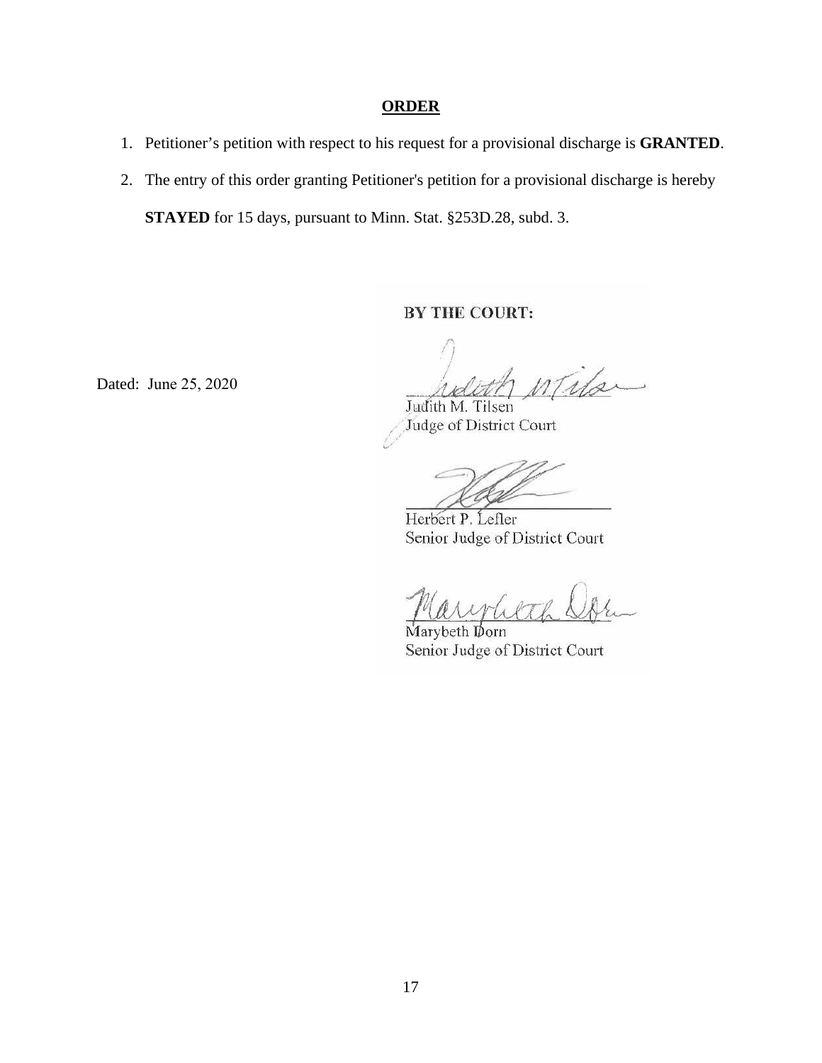**ORDER**

1. Petitioner's petition with respect to his request for a provisional discharge is **GRANTED**.
2. The entry of this order granting Petitioner's petition for a provisional discharge is hereby **STAYED** for 15 days, pursuant to Minn. Stat. §253D.28, subd. 3.

BY THE COURT:

Dated: June 25, 2020

Judith M. Tilsen
Judge of District Court

Herbert P. Lefler
Senior Judge of District Court

Marybeth Dorn
Senior Judge of District Court